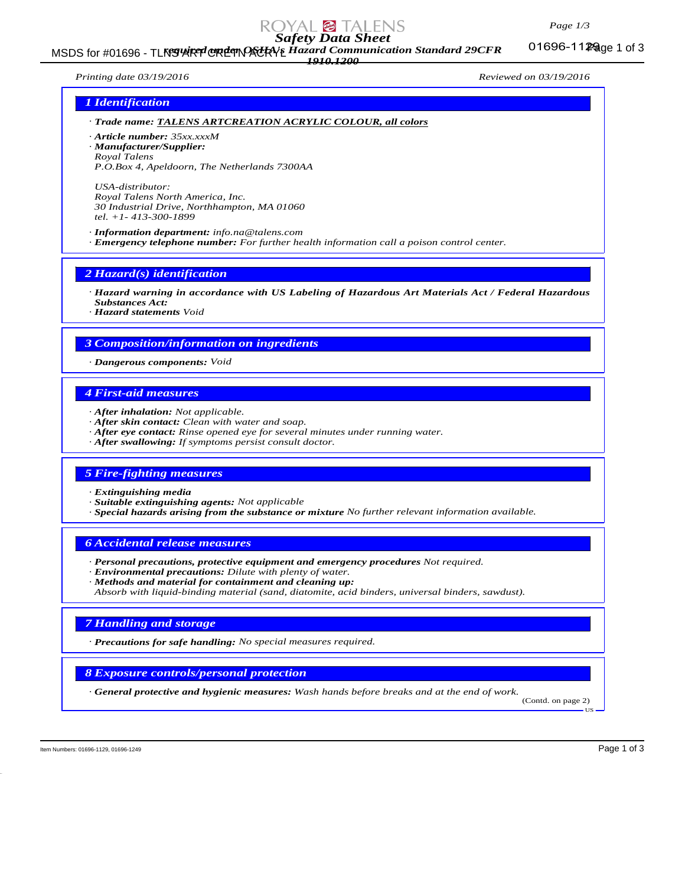# Safety Data Sheet

required under OSHA's Hazard Communication Standard 29CFR 1910.1200

*Printing date 03/19/2016* *Reviewed on 03/19/2016*

## 1 Identification

· **Trade name:** **TALENS ARTCREATION ACRYLIC COLOUR, all colors**

· **Article number:** 35xx.xxxM
· **Manufacturer/Supplier:**
Royal Talens
P.O.Box 4, Apeldoorn, The Netherlands 7300AA

USA-distributor:
Royal Talens North America, Inc.
30 Industrial Drive, Northhampton, MA 01060
tel. +1- 413-300-1899

· **Information department:** info.na@talens.com
· **Emergency telephone number:** For further health information call a poison control center.

## 2 Hazard(s) identification

· **Hazard warning in accordance with US Labeling of Hazardous Art Materials Act / Federal Hazardous Substances Act:**
· **Hazard statements** Void

## 3 Composition/information on ingredients

· **Dangerous components:** Void

## 4 First-aid measures

· **After inhalation:** Not applicable.
· **After skin contact:** Clean with water and soap.
· **After eye contact:** Rinse opened eye for several minutes under running water.
· **After swallowing:** If symptoms persist consult doctor.

## 5 Fire-fighting measures

· **Extinguishing media**
· **Suitable extinguishing agents:** Not applicable
· **Special hazards arising from the substance or mixture** No further relevant information available.

## 6 Accidental release measures

· **Personal precautions, protective equipment and emergency procedures** Not required.
· **Environmental precautions:** Dilute with plenty of water.
· **Methods and material for containment and cleaning up:**
Absorb with liquid-binding material (sand, diatomite, acid binders, universal binders, sawdust).

## 7 Handling and storage

· **Precautions for safe handling:** No special measures required.

## 8 Exposure controls/personal protection

· **General protective and hygienic measures:** Wash hands before breaks and at the end of work.

(Contd. on page 2)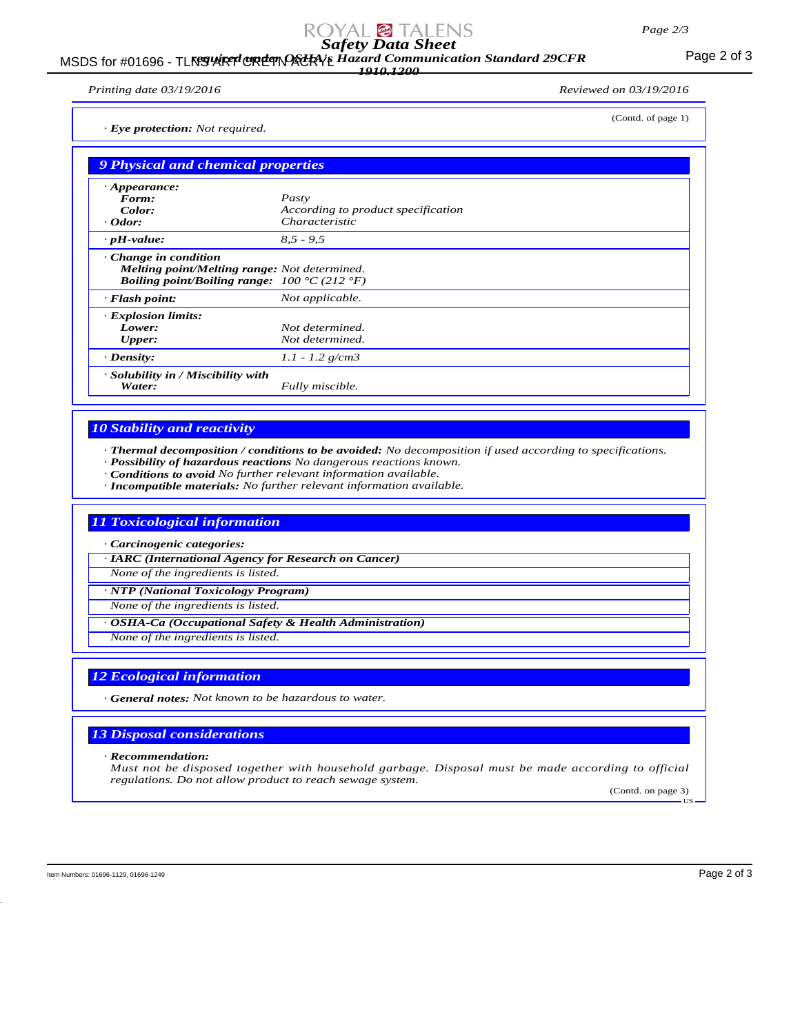(Contd. of page 1)

· **Eye protection:** Not required.

## 9 Physical and chemical properties

| | |
|---|---|
| · **Appearance:** | |
| **Form:** | Pasty |
| **Color:** | According to product specification |
| · **Odor:** | Characteristic |
| · **pH-value:** | 8,5 - 9,5 |
| · **Change in condition** | |
| **Melting point/Melting range:** | Not determined. |
| **Boiling point/Boiling range:** | 100 °C (212 °F) |
| · **Flash point:** | Not applicable. |
| · **Explosion limits:** | |
| **Lower:** | Not determined. |
| **Upper:** | Not determined. |
| · **Density:** | 1.1 - 1.2 g/cm3 |
| · **Solubility in / Miscibility with Water:** | Fully miscible. |

## 10 Stability and reactivity

· **Thermal decomposition / conditions to be avoided:** No decomposition if used according to specifications.
· **Possibility of hazardous reactions** No dangerous reactions known.
· **Conditions to avoid** No further relevant information available.
· **Incompatible materials:** No further relevant information available.

## 11 Toxicological information

· **Carcinogenic categories:**

· **IARC (International Agency for Research on Cancer)**
None of the ingredients is listed.

· **NTP (National Toxicology Program)**
None of the ingredients is listed.

· **OSHA-Ca (Occupational Safety & Health Administration)**
None of the ingredients is listed.

## 12 Ecological information

· **General notes:** Not known to be hazardous to water.

## 13 Disposal considerations

· **Recommendation:**
Must not be disposed together with household garbage. Disposal must be made according to official regulations. Do not allow product to reach sewage system.

(Contd. on page 3)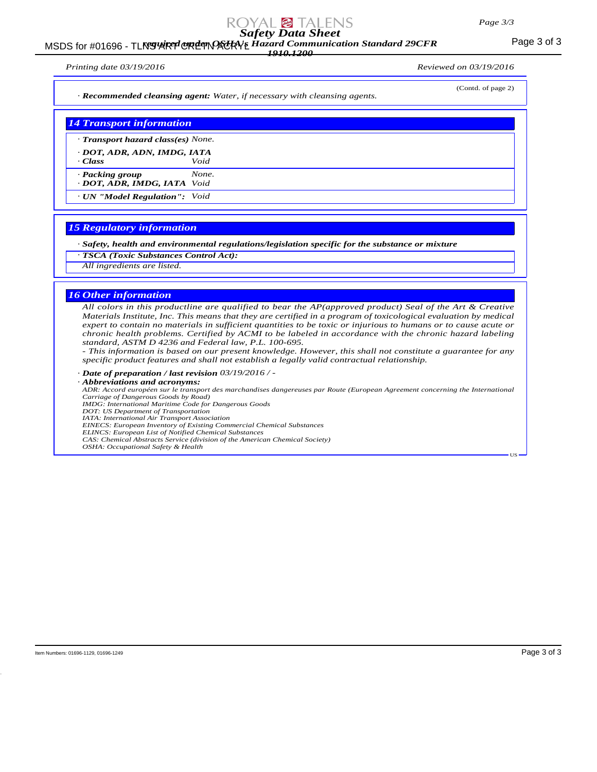(Contd. of page 2)

· **Recommended cleansing agent:** *Water, if necessary with cleansing agents.*

## *14 Transport information*

· ***Transport hazard class(es)*** *None.*

· ***DOT, ADR, ADN, IMDG, IATA***
· ***Class*** *Void*

· ***Packing group*** *None.*
· ***DOT, ADR, IMDG, IATA*** *Void*

· ***UN "Model Regulation":*** *Void*

## *15 Regulatory information*

· ***Safety, health and environmental regulations/legislation specific for the substance or mixture***

· ***TSCA (Toxic Substances Control Act):***

*All ingredients are listed.*

## *16 Other information*

*All colors in this productline are qualified to bear the AP(approved product) Seal of the Art & Creative Materials Institute, Inc. This means that they are certified in a program of toxicological evaluation by medical expert to contain no materials in sufficient quantities to be toxic or injurious to humans or to cause acute or chronic health problems. Certified by ACMI to be labeled in accordance with the chronic hazard labeling standard, ASTM D 4236 and Federal law, P.L. 100-695.*

*- This information is based on our present knowledge. However, this shall not constitute a guarantee for any specific product features and shall not establish a legally valid contractual relationship.*

· ***Date of preparation / last revision*** *03/19/2016 / -*

· ***Abbreviations and acronyms:***

*ADR: Accord européen sur le transport des marchandises dangereuses par Route (European Agreement concerning the International Carriage of Dangerous Goods by Road)*
*IMDG: International Maritime Code for Dangerous Goods*
*DOT: US Department of Transportation*
*IATA: International Air Transport Association*
*EINECS: European Inventory of Existing Commercial Chemical Substances*
*ELINCS: European List of Notified Chemical Substances*
*CAS: Chemical Abstracts Service (division of the American Chemical Society)*
*OSHA: Occupational Safety & Health*

US

Item Numbers: 01696-1129, 01696-1249